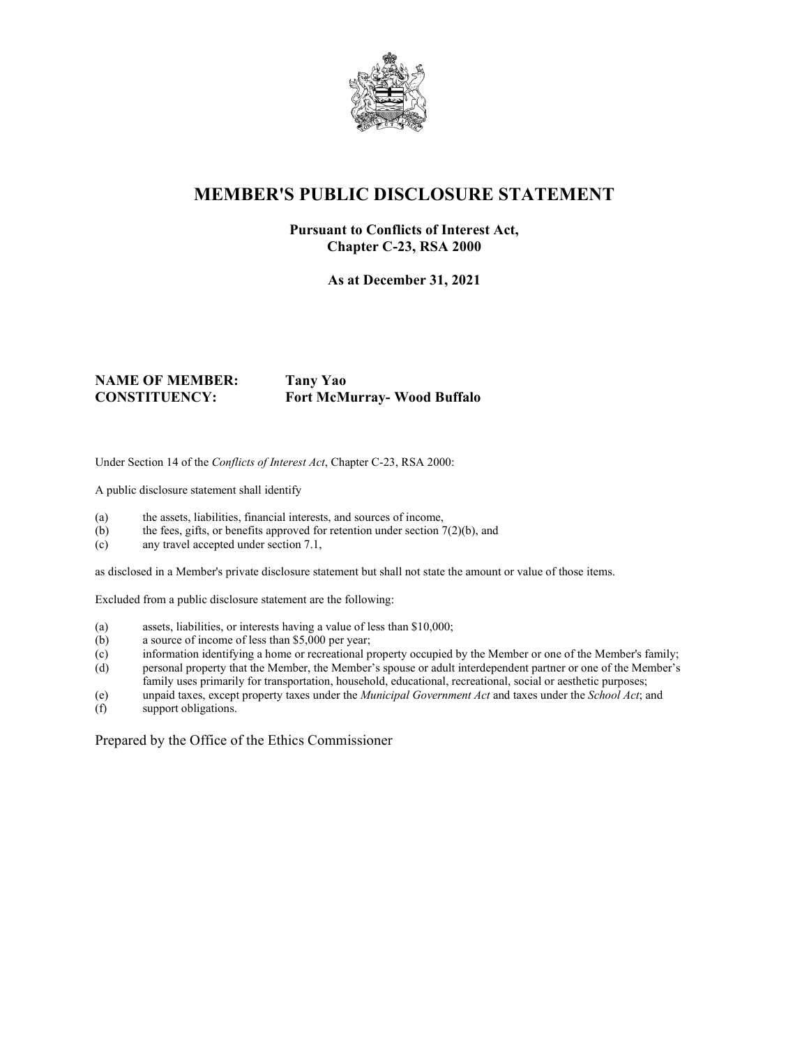# MEMBER'S PUBLIC DISCLOSURE STATEMENT

**Pursuant to Conflicts of Interest Act,**
**Chapter C-23, RSA 2000**

**As at December 31, 2021**

**NAME OF MEMBER:** **Tany Yao**
**CONSTITUENCY:** **Fort McMurray- Wood Buffalo**

Under Section 14 of the *Conflicts of Interest Act*, Chapter C-23, RSA 2000:

A public disclosure statement shall identify

(a) the assets, liabilities, financial interests, and sources of income,
(b) the fees, gifts, or benefits approved for retention under section 7(2)(b), and
(c) any travel accepted under section 7.1,

as disclosed in a Member's private disclosure statement but shall not state the amount or value of those items.

Excluded from a public disclosure statement are the following:

(a) assets, liabilities, or interests having a value of less than $10,000;
(b) a source of income of less than $5,000 per year;
(c) information identifying a home or recreational property occupied by the Member or one of the Member's family;
(d) personal property that the Member, the Member's spouse or adult interdependent partner or one of the Member's family uses primarily for transportation, household, educational, recreational, social or aesthetic purposes;
(e) unpaid taxes, except property taxes under the *Municipal Government Act* and taxes under the *School Act*; and
(f) support obligations.

Prepared by the Office of the Ethics Commissioner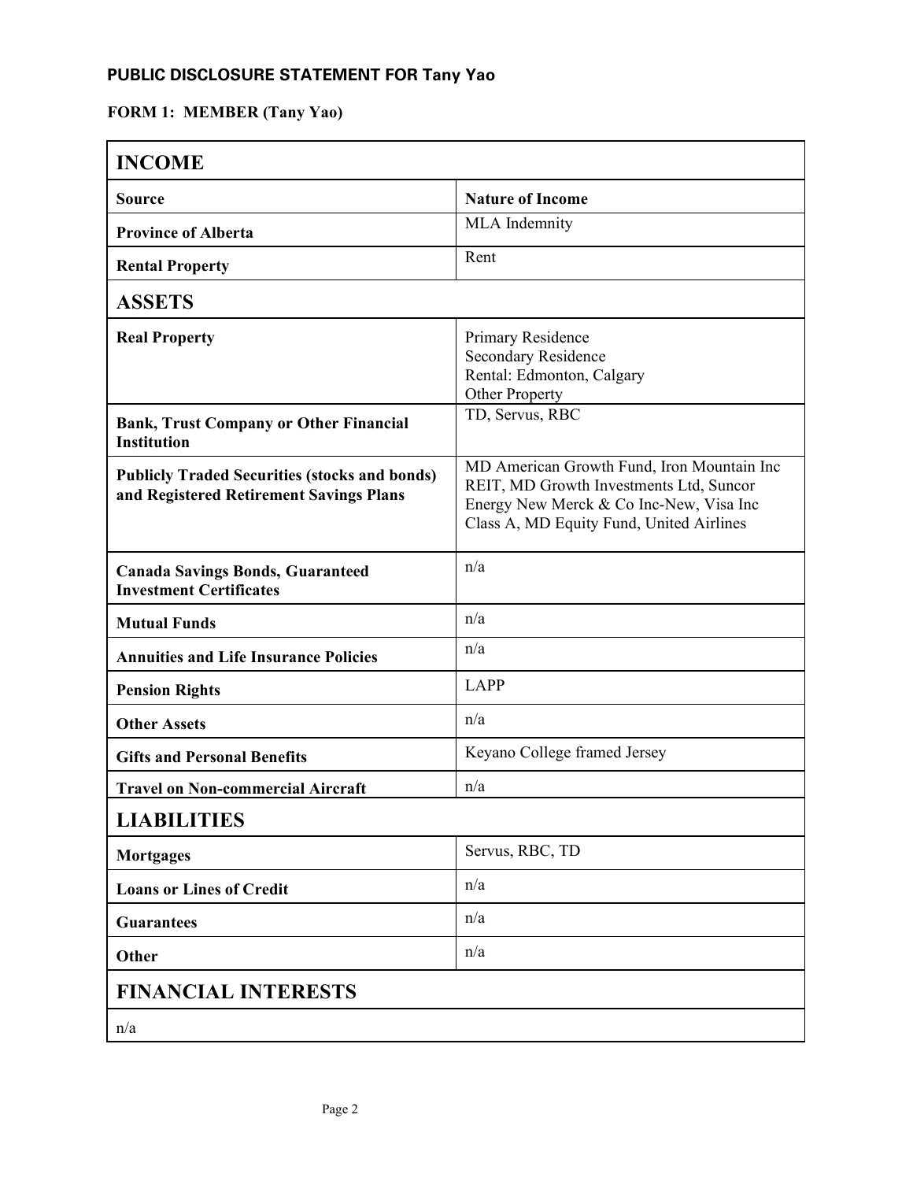## PUBLIC DISCLOSURE STATEMENT FOR Tany Yao

### FORM 1: MEMBER (Tany Yao)

| INCOME | |
|---|---|
| **Source** | **Nature of Income** |
| **Province of Alberta** | MLA Indemnity |
| **Rental Property** | Rent |
| **ASSETS** | |
| **Real Property** | Primary Residence<br>Secondary Residence<br>Rental: Edmonton, Calgary<br>Other Property |
| **Bank, Trust Company or Other Financial Institution** | TD, Servus, RBC |
| **Publicly Traded Securities (stocks and bonds) and Registered Retirement Savings Plans** | MD American Growth Fund, Iron Mountain Inc REIT, MD Growth Investments Ltd, Suncor Energy New Merck & Co Inc-New, Visa Inc Class A, MD Equity Fund, United Airlines |
| **Canada Savings Bonds, Guaranteed Investment Certificates** | n/a |
| **Mutual Funds** | n/a |
| **Annuities and Life Insurance Policies** | n/a |
| **Pension Rights** | LAPP |
| **Other Assets** | n/a |
| **Gifts and Personal Benefits** | Keyano College framed Jersey |
| **Travel on Non-commercial Aircraft** | n/a |
| **LIABILITIES** | |
| **Mortgages** | Servus, RBC, TD |
| **Loans or Lines of Credit** | n/a |
| **Guarantees** | n/a |
| **Other** | n/a |
| **FINANCIAL INTERESTS** | |
| n/a | |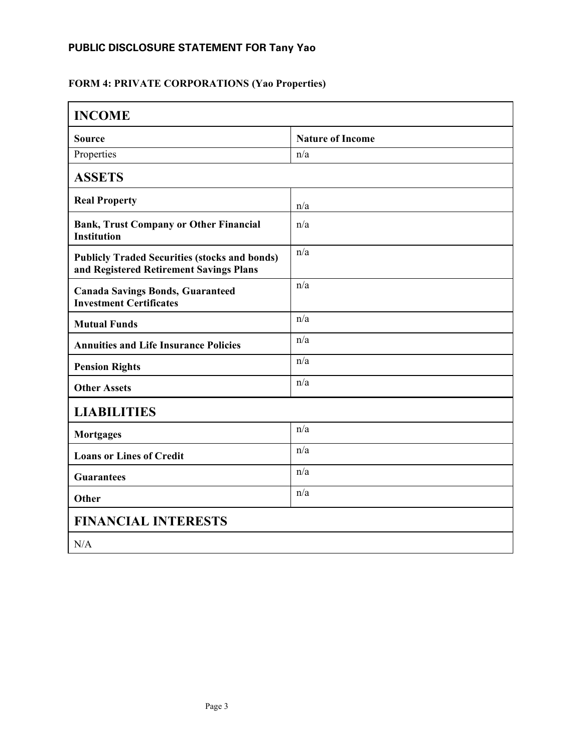## PUBLIC DISCLOSURE STATEMENT FOR Tany Yao

### FORM 4: PRIVATE CORPORATIONS (Yao Properties)

| **INCOME** | |
|---|---|
| **Source** | **Nature of Income** |
| Properties | n/a |
| **ASSETS** | |
| **Real Property** | n/a |
| **Bank, Trust Company or Other Financial Institution** | n/a |
| **Publicly Traded Securities (stocks and bonds) and Registered Retirement Savings Plans** | n/a |
| **Canada Savings Bonds, Guaranteed Investment Certificates** | n/a |
| **Mutual Funds** | n/a |
| **Annuities and Life Insurance Policies** | n/a |
| **Pension Rights** | n/a |
| **Other Assets** | n/a |
| **LIABILITIES** | |
| **Mortgages** | n/a |
| **Loans or Lines of Credit** | n/a |
| **Guarantees** | n/a |
| **Other** | n/a |
| **FINANCIAL INTERESTS** | |
| N/A | |